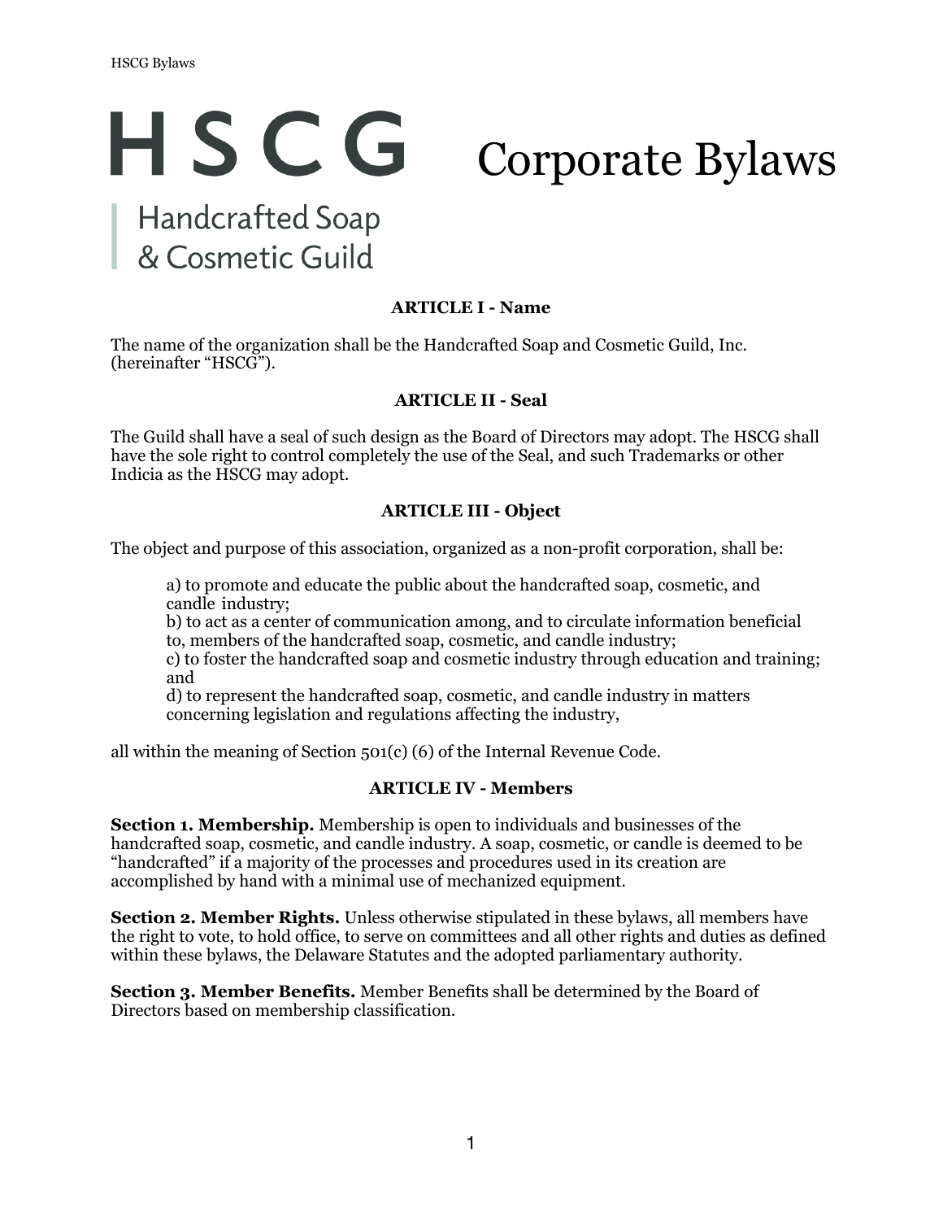# HSCG Corporate Bylaws

Handcrafted Soap & Cosmetic Guild

## ARTICLE I - Name

The name of the organization shall be the Handcrafted Soap and Cosmetic Guild, Inc. (hereinafter "HSCG").

## ARTICLE II - Seal

The Guild shall have a seal of such design as the Board of Directors may adopt. The HSCG shall have the sole right to control completely the use of the Seal, and such Trademarks or other Indicia as the HSCG may adopt.

## ARTICLE III - Object

The object and purpose of this association, organized as a non-profit corporation, shall be:

a) to promote and educate the public about the handcrafted soap, cosmetic, and candle industry;
b) to act as a center of communication among, and to circulate information beneficial to, members of the handcrafted soap, cosmetic, and candle industry;
c) to foster the handcrafted soap and cosmetic industry through education and training; and
d) to represent the handcrafted soap, cosmetic, and candle industry in matters concerning legislation and regulations affecting the industry,

all within the meaning of Section 501(c) (6) of the Internal Revenue Code.

## ARTICLE IV - Members

**Section 1. Membership.** Membership is open to individuals and businesses of the handcrafted soap, cosmetic, and candle industry. A soap, cosmetic, or candle is deemed to be "handcrafted" if a majority of the processes and procedures used in its creation are accomplished by hand with a minimal use of mechanized equipment.

**Section 2. Member Rights.** Unless otherwise stipulated in these bylaws, all members have the right to vote, to hold office, to serve on committees and all other rights and duties as defined within these bylaws, the Delaware Statutes and the adopted parliamentary authority.

**Section 3. Member Benefits.** Member Benefits shall be determined by the Board of Directors based on membership classification.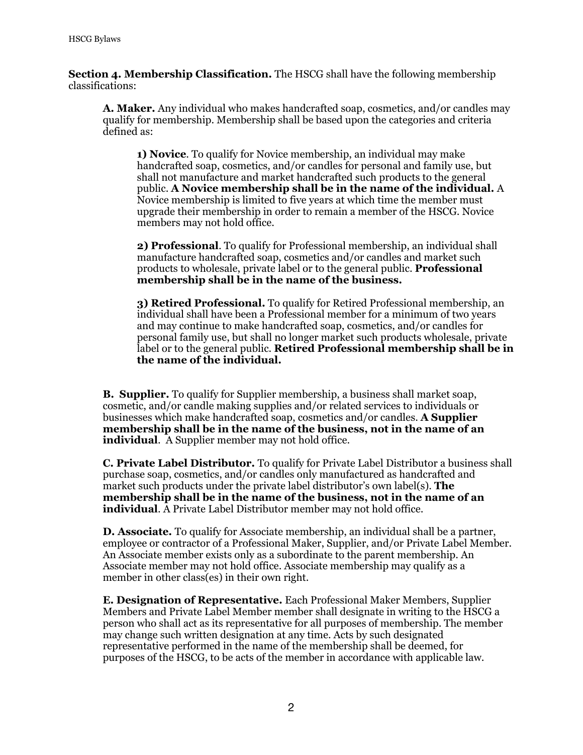**Section 4. Membership Classification.** The HSCG shall have the following membership classifications:

**A. Maker.** Any individual who makes handcrafted soap, cosmetics, and/or candles may qualify for membership. Membership shall be based upon the categories and criteria defined as:

**1) Novice**. To qualify for Novice membership, an individual may make handcrafted soap, cosmetics, and/or candles for personal and family use, but shall not manufacture and market handcrafted such products to the general public. **A Novice membership shall be in the name of the individual.** A Novice membership is limited to five years at which time the member must upgrade their membership in order to remain a member of the HSCG. Novice members may not hold office.

**2) Professional**. To qualify for Professional membership, an individual shall manufacture handcrafted soap, cosmetics and/or candles and market such products to wholesale, private label or to the general public. **Professional membership shall be in the name of the business.**

**3) Retired Professional.** To qualify for Retired Professional membership, an individual shall have been a Professional member for a minimum of two years and may continue to make handcrafted soap, cosmetics, and/or candles for personal family use, but shall no longer market such products wholesale, private label or to the general public. **Retired Professional membership shall be in the name of the individual.**

**B. Supplier.** To qualify for Supplier membership, a business shall market soap, cosmetic, and/or candle making supplies and/or related services to individuals or businesses which make handcrafted soap, cosmetics and/or candles. **A Supplier membership shall be in the name of the business, not in the name of an individual**. A Supplier member may not hold office.

**C. Private Label Distributor.** To qualify for Private Label Distributor a business shall purchase soap, cosmetics, and/or candles only manufactured as handcrafted and market such products under the private label distributor's own label(s). **The membership shall be in the name of the business, not in the name of an individual**. A Private Label Distributor member may not hold office.

**D. Associate.** To qualify for Associate membership, an individual shall be a partner, employee or contractor of a Professional Maker, Supplier, and/or Private Label Member. An Associate member exists only as a subordinate to the parent membership. An Associate member may not hold office. Associate membership may qualify as a member in other class(es) in their own right.

**E. Designation of Representative.** Each Professional Maker Members, Supplier Members and Private Label Member member shall designate in writing to the HSCG a person who shall act as its representative for all purposes of membership. The member may change such written designation at any time. Acts by such designated representative performed in the name of the membership shall be deemed, for purposes of the HSCG, to be acts of the member in accordance with applicable law.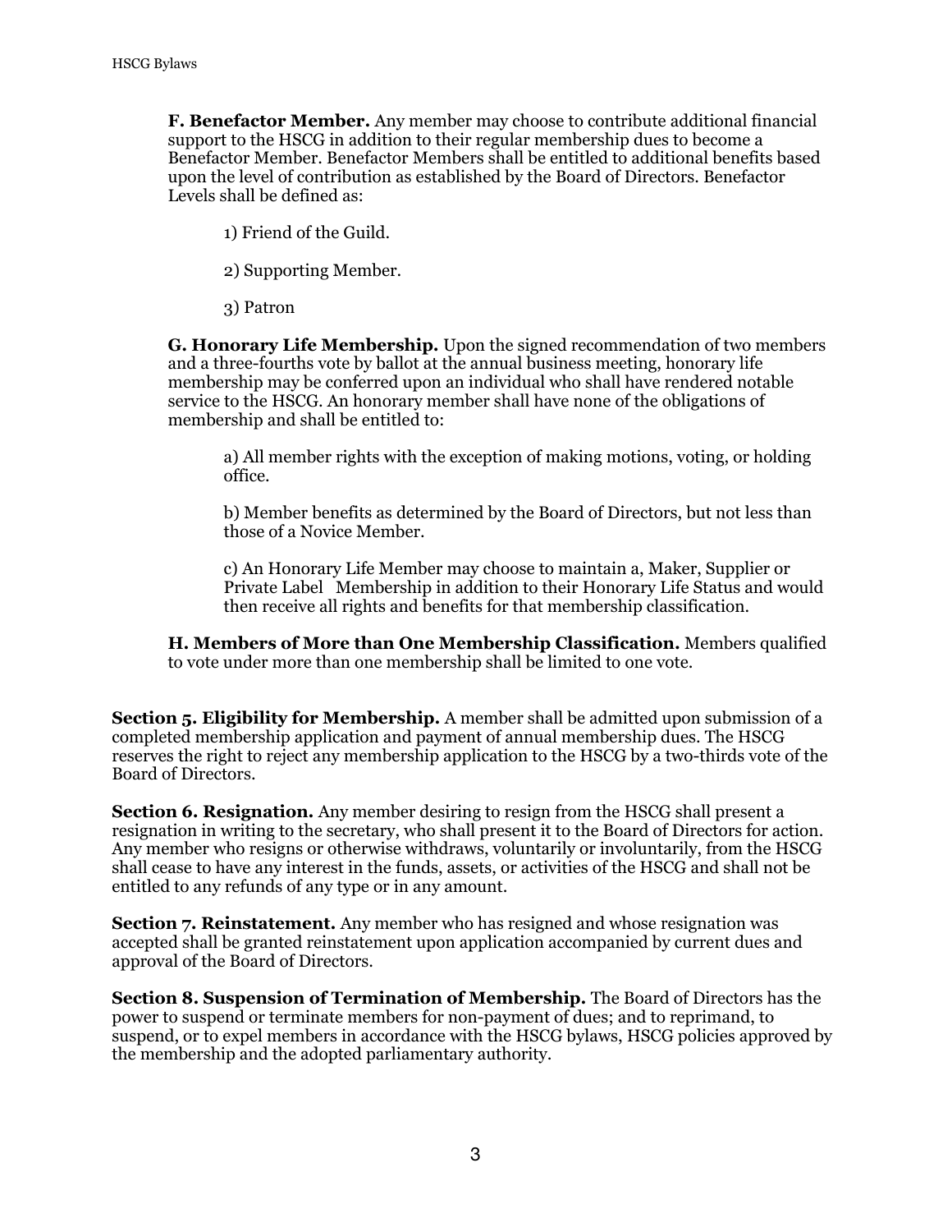**F. Benefactor Member.** Any member may choose to contribute additional financial support to the HSCG in addition to their regular membership dues to become a Benefactor Member. Benefactor Members shall be entitled to additional benefits based upon the level of contribution as established by the Board of Directors. Benefactor Levels shall be defined as:

1) Friend of the Guild.

2) Supporting Member.

3) Patron

**G. Honorary Life Membership.** Upon the signed recommendation of two members and a three-fourths vote by ballot at the annual business meeting, honorary life membership may be conferred upon an individual who shall have rendered notable service to the HSCG. An honorary member shall have none of the obligations of membership and shall be entitled to:

a) All member rights with the exception of making motions, voting, or holding office.

b) Member benefits as determined by the Board of Directors, but not less than those of a Novice Member.

c) An Honorary Life Member may choose to maintain a, Maker, Supplier or Private Label Membership in addition to their Honorary Life Status and would then receive all rights and benefits for that membership classification.

**H. Members of More than One Membership Classification.** Members qualified to vote under more than one membership shall be limited to one vote.

**Section 5. Eligibility for Membership.** A member shall be admitted upon submission of a completed membership application and payment of annual membership dues. The HSCG reserves the right to reject any membership application to the HSCG by a two-thirds vote of the Board of Directors.

**Section 6. Resignation.** Any member desiring to resign from the HSCG shall present a resignation in writing to the secretary, who shall present it to the Board of Directors for action. Any member who resigns or otherwise withdraws, voluntarily or involuntarily, from the HSCG shall cease to have any interest in the funds, assets, or activities of the HSCG and shall not be entitled to any refunds of any type or in any amount.

**Section 7. Reinstatement.** Any member who has resigned and whose resignation was accepted shall be granted reinstatement upon application accompanied by current dues and approval of the Board of Directors.

**Section 8. Suspension of Termination of Membership.** The Board of Directors has the power to suspend or terminate members for non-payment of dues; and to reprimand, to suspend, or to expel members in accordance with the HSCG bylaws, HSCG policies approved by the membership and the adopted parliamentary authority.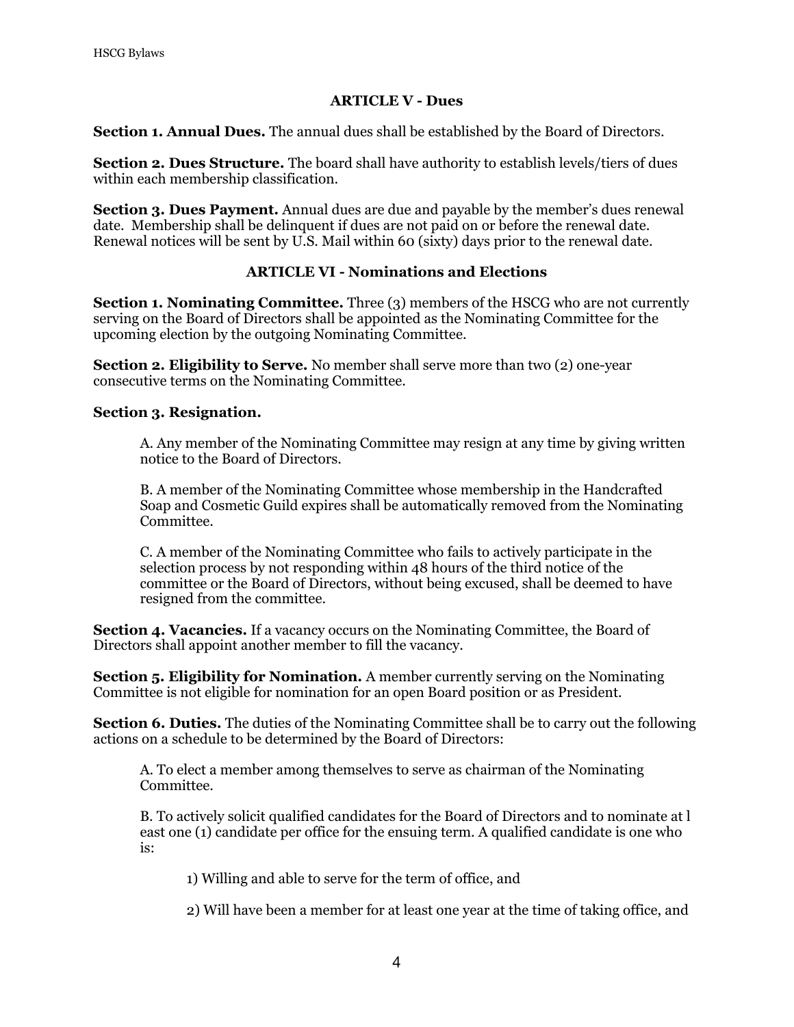## ARTICLE V - Dues

**Section 1. Annual Dues.** The annual dues shall be established by the Board of Directors.

**Section 2. Dues Structure.** The board shall have authority to establish levels/tiers of dues within each membership classification.

**Section 3. Dues Payment.** Annual dues are due and payable by the member's dues renewal date. Membership shall be delinquent if dues are not paid on or before the renewal date. Renewal notices will be sent by U.S. Mail within 60 (sixty) days prior to the renewal date.

## ARTICLE VI - Nominations and Elections

**Section 1. Nominating Committee.** Three (3) members of the HSCG who are not currently serving on the Board of Directors shall be appointed as the Nominating Committee for the upcoming election by the outgoing Nominating Committee.

**Section 2. Eligibility to Serve.** No member shall serve more than two (2) one-year consecutive terms on the Nominating Committee.

**Section 3. Resignation.**

A. Any member of the Nominating Committee may resign at any time by giving written notice to the Board of Directors.

B. A member of the Nominating Committee whose membership in the Handcrafted Soap and Cosmetic Guild expires shall be automatically removed from the Nominating Committee.

C. A member of the Nominating Committee who fails to actively participate in the selection process by not responding within 48 hours of the third notice of the committee or the Board of Directors, without being excused, shall be deemed to have resigned from the committee.

**Section 4. Vacancies.** If a vacancy occurs on the Nominating Committee, the Board of Directors shall appoint another member to fill the vacancy.

**Section 5. Eligibility for Nomination.** A member currently serving on the Nominating Committee is not eligible for nomination for an open Board position or as President.

**Section 6. Duties.** The duties of the Nominating Committee shall be to carry out the following actions on a schedule to be determined by the Board of Directors:

A. To elect a member among themselves to serve as chairman of the Nominating Committee.

B. To actively solicit qualified candidates for the Board of Directors and to nominate at l east one (1) candidate per office for the ensuing term. A qualified candidate is one who is:

1) Willing and able to serve for the term of office, and

2) Will have been a member for at least one year at the time of taking office, and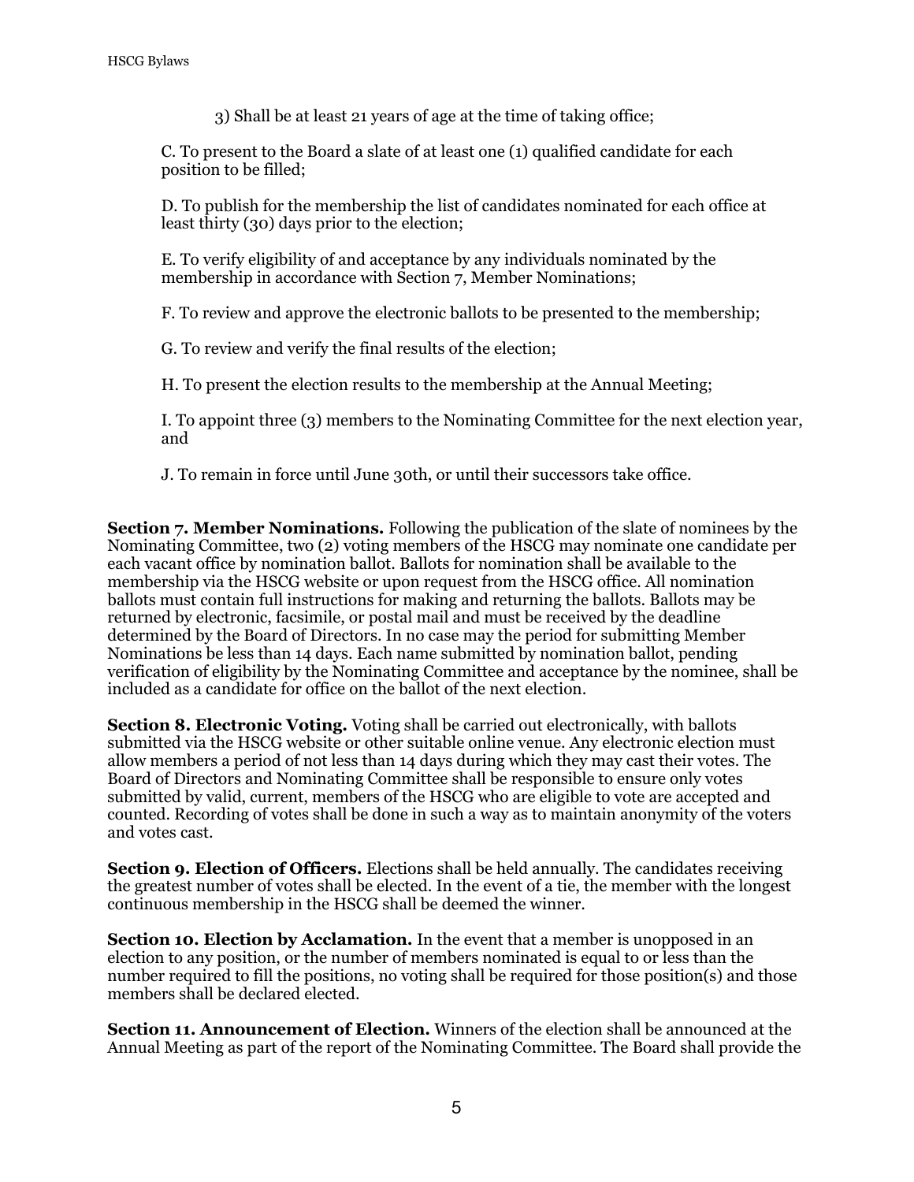3) Shall be at least 21 years of age at the time of taking office;

C. To present to the Board a slate of at least one (1) qualified candidate for each position to be filled;

D. To publish for the membership the list of candidates nominated for each office at least thirty (30) days prior to the election;

E. To verify eligibility of and acceptance by any individuals nominated by the membership in accordance with Section 7, Member Nominations;

F. To review and approve the electronic ballots to be presented to the membership;

G. To review and verify the final results of the election;

H. To present the election results to the membership at the Annual Meeting;

I. To appoint three (3) members to the Nominating Committee for the next election year, and

J. To remain in force until June 30th, or until their successors take office.

**Section 7. Member Nominations.** Following the publication of the slate of nominees by the Nominating Committee, two (2) voting members of the HSCG may nominate one candidate per each vacant office by nomination ballot. Ballots for nomination shall be available to the membership via the HSCG website or upon request from the HSCG office. All nomination ballots must contain full instructions for making and returning the ballots. Ballots may be returned by electronic, facsimile, or postal mail and must be received by the deadline determined by the Board of Directors. In no case may the period for submitting Member Nominations be less than 14 days. Each name submitted by nomination ballot, pending verification of eligibility by the Nominating Committee and acceptance by the nominee, shall be included as a candidate for office on the ballot of the next election.

**Section 8. Electronic Voting.** Voting shall be carried out electronically, with ballots submitted via the HSCG website or other suitable online venue. Any electronic election must allow members a period of not less than 14 days during which they may cast their votes. The Board of Directors and Nominating Committee shall be responsible to ensure only votes submitted by valid, current, members of the HSCG who are eligible to vote are accepted and counted. Recording of votes shall be done in such a way as to maintain anonymity of the voters and votes cast.

**Section 9. Election of Officers.** Elections shall be held annually. The candidates receiving the greatest number of votes shall be elected. In the event of a tie, the member with the longest continuous membership in the HSCG shall be deemed the winner.

**Section 10. Election by Acclamation.** In the event that a member is unopposed in an election to any position, or the number of members nominated is equal to or less than the number required to fill the positions, no voting shall be required for those position(s) and those members shall be declared elected.

**Section 11. Announcement of Election.** Winners of the election shall be announced at the Annual Meeting as part of the report of the Nominating Committee. The Board shall provide the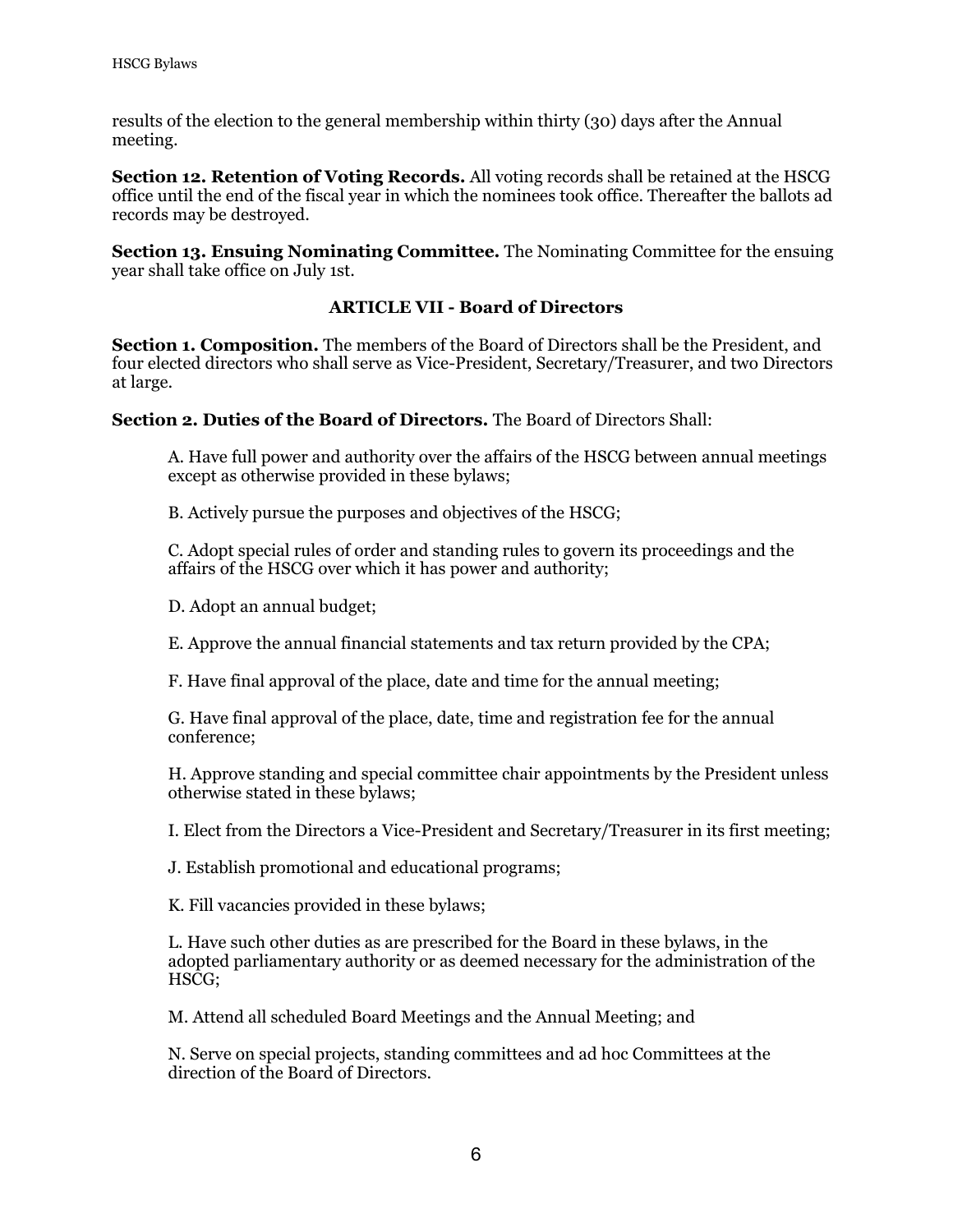results of the election to the general membership within thirty (30) days after the Annual meeting.

**Section 12. Retention of Voting Records.** All voting records shall be retained at the HSCG office until the end of the fiscal year in which the nominees took office. Thereafter the ballots ad records may be destroyed.

**Section 13. Ensuing Nominating Committee.** The Nominating Committee for the ensuing year shall take office on July 1st.

## ARTICLE VII - Board of Directors

**Section 1. Composition.** The members of the Board of Directors shall be the President, and four elected directors who shall serve as Vice-President, Secretary/Treasurer, and two Directors at large.

**Section 2. Duties of the Board of Directors.** The Board of Directors Shall:

A. Have full power and authority over the affairs of the HSCG between annual meetings except as otherwise provided in these bylaws;

B. Actively pursue the purposes and objectives of the HSCG;

C. Adopt special rules of order and standing rules to govern its proceedings and the affairs of the HSCG over which it has power and authority;

D. Adopt an annual budget;

E. Approve the annual financial statements and tax return provided by the CPA;

F. Have final approval of the place, date and time for the annual meeting;

G. Have final approval of the place, date, time and registration fee for the annual conference;

H. Approve standing and special committee chair appointments by the President unless otherwise stated in these bylaws;

I. Elect from the Directors a Vice-President and Secretary/Treasurer in its first meeting;

J. Establish promotional and educational programs;

K. Fill vacancies provided in these bylaws;

L. Have such other duties as are prescribed for the Board in these bylaws, in the adopted parliamentary authority or as deemed necessary for the administration of the HSCG;

M. Attend all scheduled Board Meetings and the Annual Meeting; and

N. Serve on special projects, standing committees and ad hoc Committees at the direction of the Board of Directors.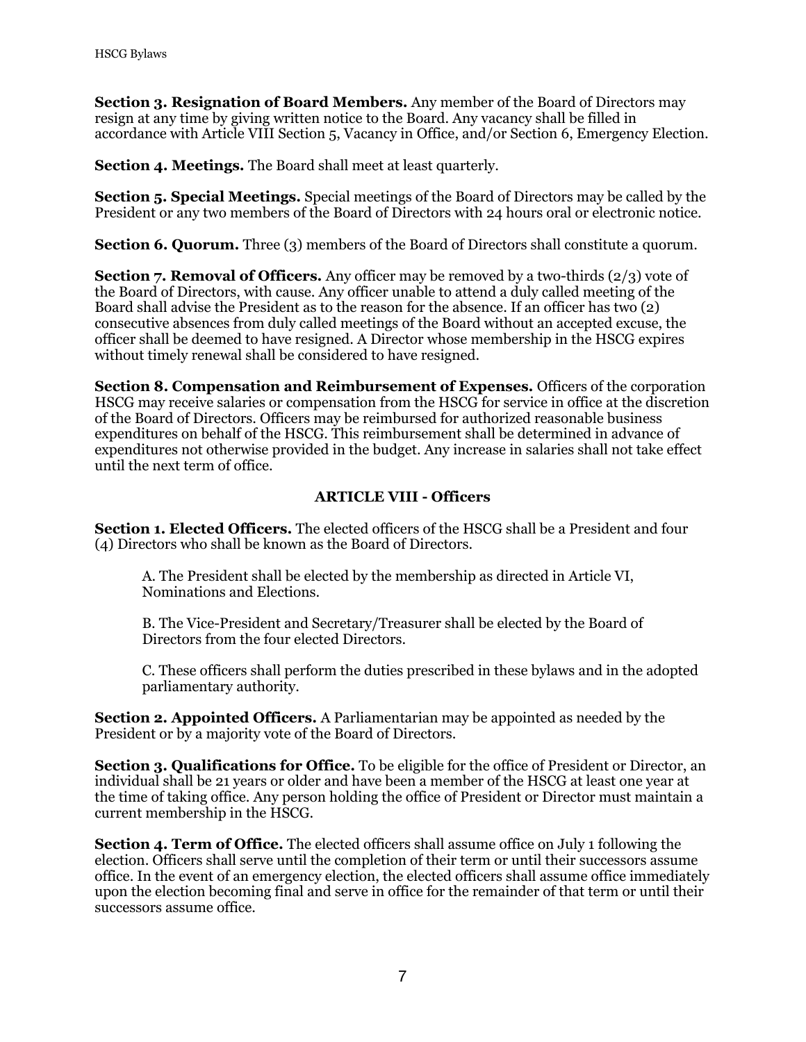**Section 3. Resignation of Board Members.** Any member of the Board of Directors may resign at any time by giving written notice to the Board. Any vacancy shall be filled in accordance with Article VIII Section 5, Vacancy in Office, and/or Section 6, Emergency Election.

**Section 4. Meetings.** The Board shall meet at least quarterly.

**Section 5. Special Meetings.** Special meetings of the Board of Directors may be called by the President or any two members of the Board of Directors with 24 hours oral or electronic notice.

**Section 6. Quorum.** Three (3) members of the Board of Directors shall constitute a quorum.

**Section 7. Removal of Officers.** Any officer may be removed by a two-thirds (2/3) vote of the Board of Directors, with cause. Any officer unable to attend a duly called meeting of the Board shall advise the President as to the reason for the absence. If an officer has two (2) consecutive absences from duly called meetings of the Board without an accepted excuse, the officer shall be deemed to have resigned. A Director whose membership in the HSCG expires without timely renewal shall be considered to have resigned.

**Section 8. Compensation and Reimbursement of Expenses.** Officers of the corporation HSCG may receive salaries or compensation from the HSCG for service in office at the discretion of the Board of Directors. Officers may be reimbursed for authorized reasonable business expenditures on behalf of the HSCG. This reimbursement shall be determined in advance of expenditures not otherwise provided in the budget. Any increase in salaries shall not take effect until the next term of office.

## ARTICLE VIII - Officers

**Section 1. Elected Officers.** The elected officers of the HSCG shall be a President and four (4) Directors who shall be known as the Board of Directors.

A. The President shall be elected by the membership as directed in Article VI, Nominations and Elections.

B. The Vice-President and Secretary/Treasurer shall be elected by the Board of Directors from the four elected Directors.

C. These officers shall perform the duties prescribed in these bylaws and in the adopted parliamentary authority.

**Section 2. Appointed Officers.** A Parliamentarian may be appointed as needed by the President or by a majority vote of the Board of Directors.

**Section 3. Qualifications for Office.** To be eligible for the office of President or Director, an individual shall be 21 years or older and have been a member of the HSCG at least one year at the time of taking office. Any person holding the office of President or Director must maintain a current membership in the HSCG.

**Section 4. Term of Office.** The elected officers shall assume office on July 1 following the election. Officers shall serve until the completion of their term or until their successors assume office. In the event of an emergency election, the elected officers shall assume office immediately upon the election becoming final and serve in office for the remainder of that term or until their successors assume office.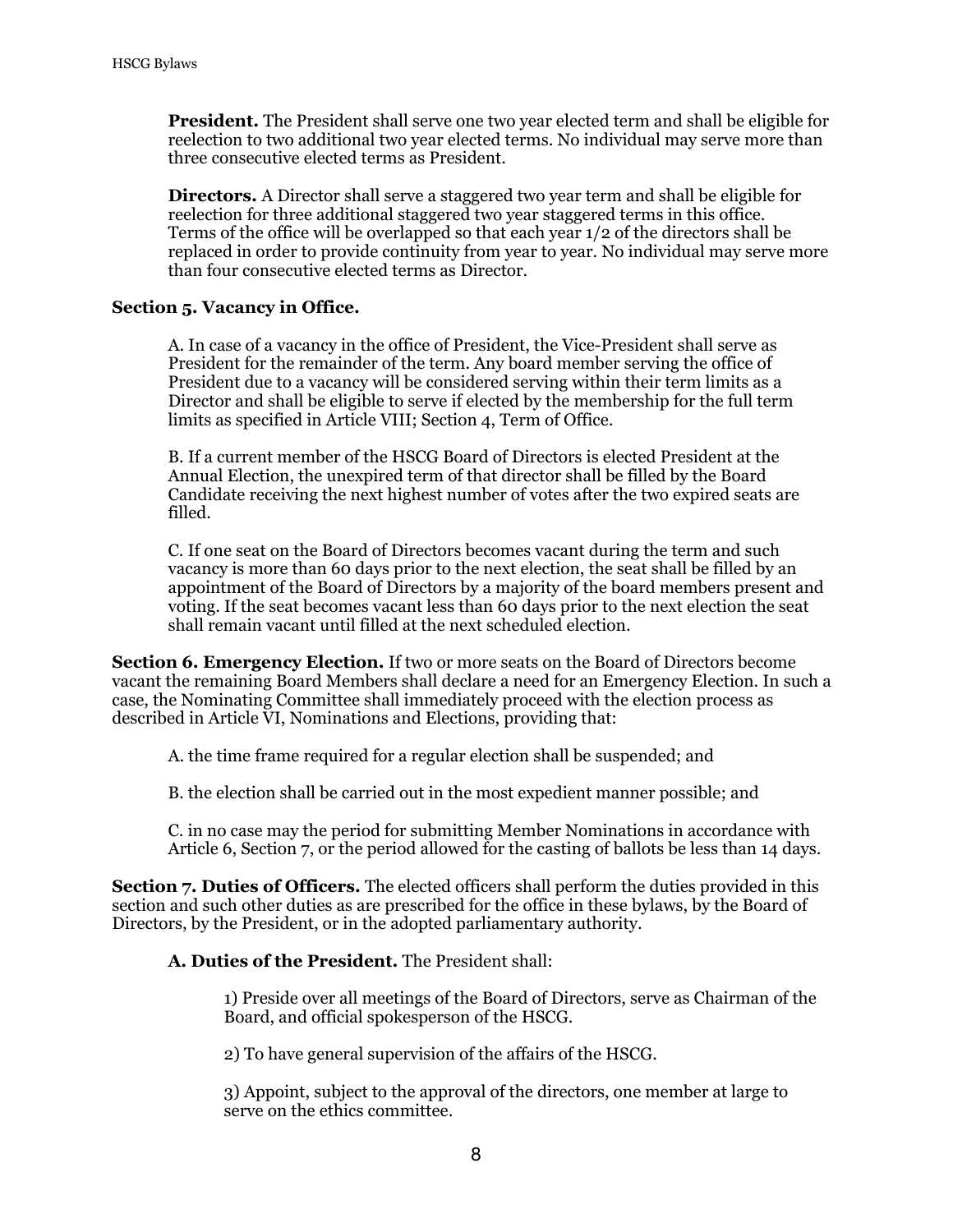**President.** The President shall serve one two year elected term and shall be eligible for reelection to two additional two year elected terms. No individual may serve more than three consecutive elected terms as President.

**Directors.** A Director shall serve a staggered two year term and shall be eligible for reelection for three additional staggered two year staggered terms in this office. Terms of the office will be overlapped so that each year 1/2 of the directors shall be replaced in order to provide continuity from year to year. No individual may serve more than four consecutive elected terms as Director.

**Section 5. Vacancy in Office.**

A. In case of a vacancy in the office of President, the Vice-President shall serve as President for the remainder of the term. Any board member serving the office of President due to a vacancy will be considered serving within their term limits as a Director and shall be eligible to serve if elected by the membership for the full term limits as specified in Article VIII; Section 4, Term of Office.

B. If a current member of the HSCG Board of Directors is elected President at the Annual Election, the unexpired term of that director shall be filled by the Board Candidate receiving the next highest number of votes after the two expired seats are filled.

C. If one seat on the Board of Directors becomes vacant during the term and such vacancy is more than 60 days prior to the next election, the seat shall be filled by an appointment of the Board of Directors by a majority of the board members present and voting. If the seat becomes vacant less than 60 days prior to the next election the seat shall remain vacant until filled at the next scheduled election.

**Section 6. Emergency Election.** If two or more seats on the Board of Directors become vacant the remaining Board Members shall declare a need for an Emergency Election. In such a case, the Nominating Committee shall immediately proceed with the election process as described in Article VI, Nominations and Elections, providing that:

A. the time frame required for a regular election shall be suspended; and

B. the election shall be carried out in the most expedient manner possible; and

C. in no case may the period for submitting Member Nominations in accordance with Article 6, Section 7, or the period allowed for the casting of ballots be less than 14 days.

**Section 7. Duties of Officers.** The elected officers shall perform the duties provided in this section and such other duties as are prescribed for the office in these bylaws, by the Board of Directors, by the President, or in the adopted parliamentary authority.

**A. Duties of the President.** The President shall:

1) Preside over all meetings of the Board of Directors, serve as Chairman of the Board, and official spokesperson of the HSCG.

2) To have general supervision of the affairs of the HSCG.

3) Appoint, subject to the approval of the directors, one member at large to serve on the ethics committee.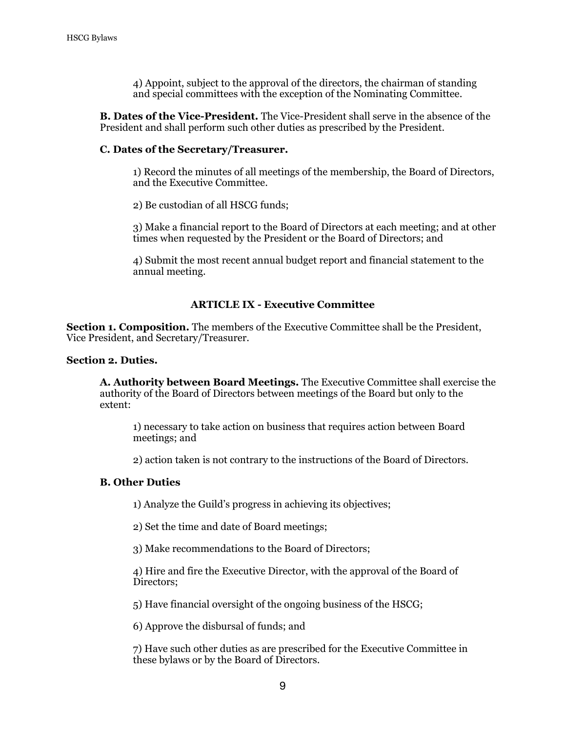4) Appoint, subject to the approval of the directors, the chairman of standing and special committees with the exception of the Nominating Committee.

**B. Dates of the Vice-President.** The Vice-President shall serve in the absence of the President and shall perform such other duties as prescribed by the President.

**C. Dates of the Secretary/Treasurer.**

1) Record the minutes of all meetings of the membership, the Board of Directors, and the Executive Committee.

2) Be custodian of all HSCG funds;

3) Make a financial report to the Board of Directors at each meeting; and at other times when requested by the President or the Board of Directors; and

4) Submit the most recent annual budget report and financial statement to the annual meeting.

## ARTICLE IX - Executive Committee

**Section 1. Composition.** The members of the Executive Committee shall be the President, Vice President, and Secretary/Treasurer.

**Section 2. Duties.**

**A. Authority between Board Meetings.** The Executive Committee shall exercise the authority of the Board of Directors between meetings of the Board but only to the extent:

1) necessary to take action on business that requires action between Board meetings; and

2) action taken is not contrary to the instructions of the Board of Directors.

**B. Other Duties**

1) Analyze the Guild's progress in achieving its objectives;

2) Set the time and date of Board meetings;

3) Make recommendations to the Board of Directors;

4) Hire and fire the Executive Director, with the approval of the Board of Directors;

5) Have financial oversight of the ongoing business of the HSCG;

6) Approve the disbursal of funds; and

7) Have such other duties as are prescribed for the Executive Committee in these bylaws or by the Board of Directors.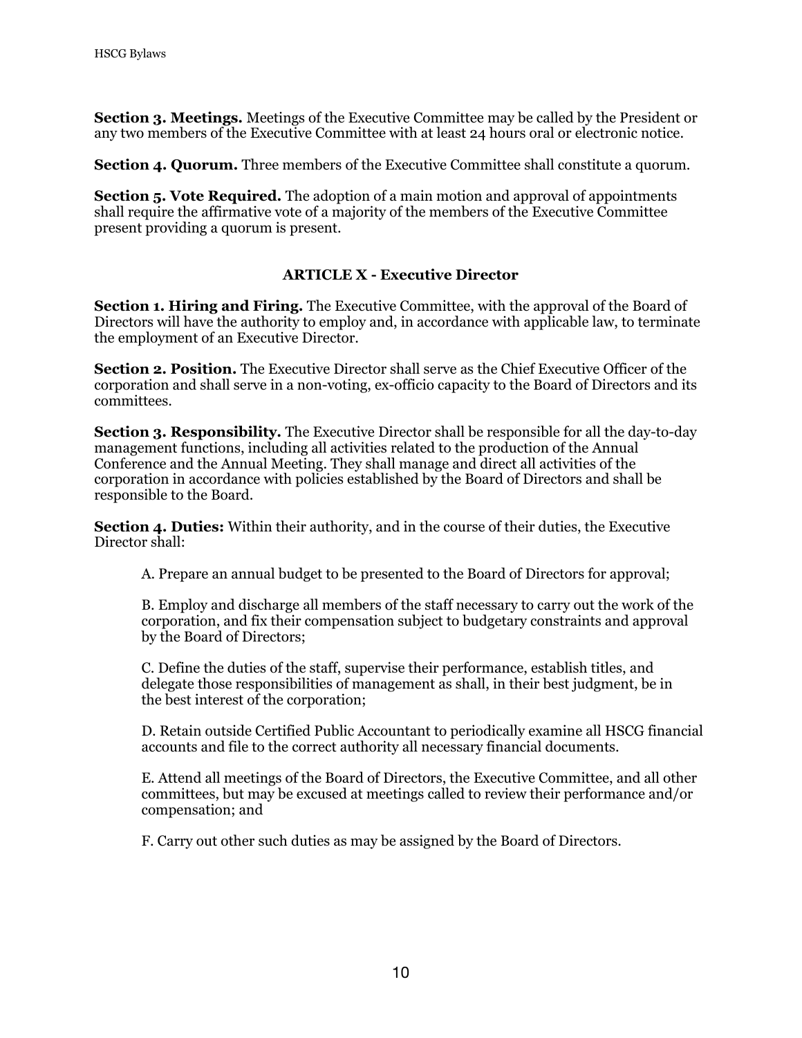**Section 3. Meetings.** Meetings of the Executive Committee may be called by the President or any two members of the Executive Committee with at least 24 hours oral or electronic notice.

**Section 4. Quorum.** Three members of the Executive Committee shall constitute a quorum.

**Section 5. Vote Required.** The adoption of a main motion and approval of appointments shall require the affirmative vote of a majority of the members of the Executive Committee present providing a quorum is present.

## ARTICLE X - Executive Director

**Section 1. Hiring and Firing.** The Executive Committee, with the approval of the Board of Directors will have the authority to employ and, in accordance with applicable law, to terminate the employment of an Executive Director.

**Section 2. Position.** The Executive Director shall serve as the Chief Executive Officer of the corporation and shall serve in a non-voting, ex-officio capacity to the Board of Directors and its committees.

**Section 3. Responsibility.** The Executive Director shall be responsible for all the day-to-day management functions, including all activities related to the production of the Annual Conference and the Annual Meeting. They shall manage and direct all activities of the corporation in accordance with policies established by the Board of Directors and shall be responsible to the Board.

**Section 4. Duties:** Within their authority, and in the course of their duties, the Executive Director shall:

A. Prepare an annual budget to be presented to the Board of Directors for approval;

B. Employ and discharge all members of the staff necessary to carry out the work of the corporation, and fix their compensation subject to budgetary constraints and approval by the Board of Directors;

C. Define the duties of the staff, supervise their performance, establish titles, and delegate those responsibilities of management as shall, in their best judgment, be in the best interest of the corporation;

D. Retain outside Certified Public Accountant to periodically examine all HSCG financial accounts and file to the correct authority all necessary financial documents.

E. Attend all meetings of the Board of Directors, the Executive Committee, and all other committees, but may be excused at meetings called to review their performance and/or compensation; and

F. Carry out other such duties as may be assigned by the Board of Directors.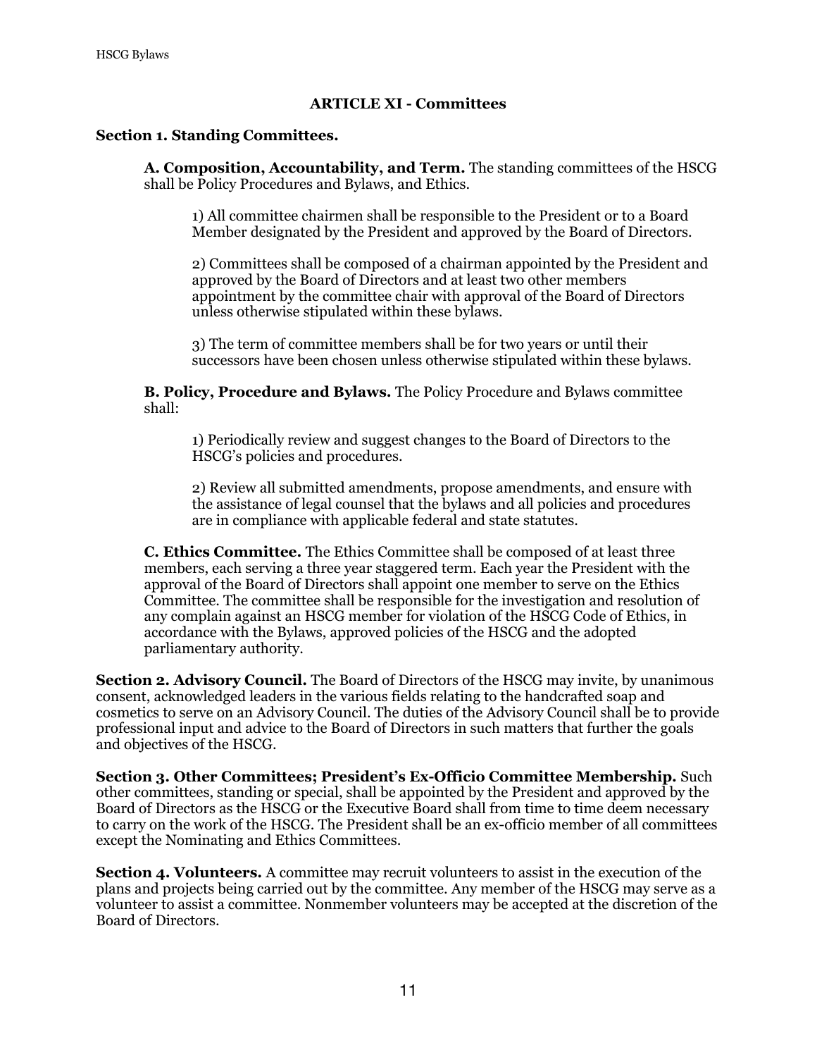## ARTICLE XI - Committees

**Section 1. Standing Committees.**

**A. Composition, Accountability, and Term.** The standing committees of the HSCG shall be Policy Procedures and Bylaws, and Ethics.

1) All committee chairmen shall be responsible to the President or to a Board Member designated by the President and approved by the Board of Directors.

2) Committees shall be composed of a chairman appointed by the President and approved by the Board of Directors and at least two other members appointment by the committee chair with approval of the Board of Directors unless otherwise stipulated within these bylaws.

3) The term of committee members shall be for two years or until their successors have been chosen unless otherwise stipulated within these bylaws.

**B. Policy, Procedure and Bylaws.** The Policy Procedure and Bylaws committee shall:

1) Periodically review and suggest changes to the Board of Directors to the HSCG's policies and procedures.

2) Review all submitted amendments, propose amendments, and ensure with the assistance of legal counsel that the bylaws and all policies and procedures are in compliance with applicable federal and state statutes.

**C. Ethics Committee.** The Ethics Committee shall be composed of at least three members, each serving a three year staggered term. Each year the President with the approval of the Board of Directors shall appoint one member to serve on the Ethics Committee. The committee shall be responsible for the investigation and resolution of any complain against an HSCG member for violation of the HSCG Code of Ethics, in accordance with the Bylaws, approved policies of the HSCG and the adopted parliamentary authority.

**Section 2. Advisory Council.** The Board of Directors of the HSCG may invite, by unanimous consent, acknowledged leaders in the various fields relating to the handcrafted soap and cosmetics to serve on an Advisory Council. The duties of the Advisory Council shall be to provide professional input and advice to the Board of Directors in such matters that further the goals and objectives of the HSCG.

**Section 3. Other Committees; President's Ex-Officio Committee Membership.** Such other committees, standing or special, shall be appointed by the President and approved by the Board of Directors as the HSCG or the Executive Board shall from time to time deem necessary to carry on the work of the HSCG. The President shall be an ex-officio member of all committees except the Nominating and Ethics Committees.

**Section 4. Volunteers.** A committee may recruit volunteers to assist in the execution of the plans and projects being carried out by the committee. Any member of the HSCG may serve as a volunteer to assist a committee. Nonmember volunteers may be accepted at the discretion of the Board of Directors.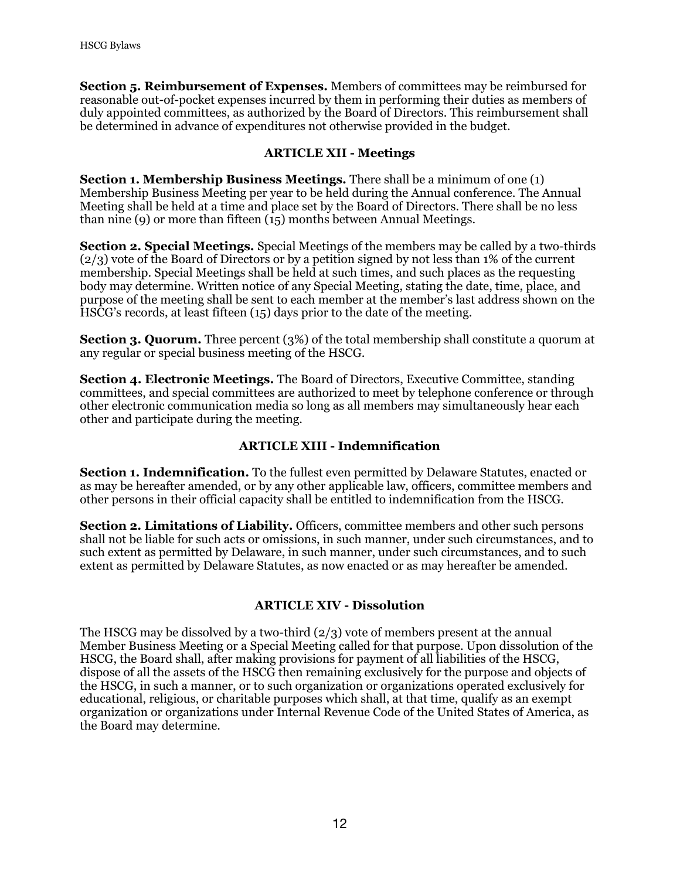**Section 5. Reimbursement of Expenses.** Members of committees may be reimbursed for reasonable out-of-pocket expenses incurred by them in performing their duties as members of duly appointed committees, as authorized by the Board of Directors. This reimbursement shall be determined in advance of expenditures not otherwise provided in the budget.

## ARTICLE XII - Meetings

**Section 1. Membership Business Meetings.** There shall be a minimum of one (1) Membership Business Meeting per year to be held during the Annual conference. The Annual Meeting shall be held at a time and place set by the Board of Directors. There shall be no less than nine (9) or more than fifteen (15) months between Annual Meetings.

**Section 2. Special Meetings.** Special Meetings of the members may be called by a two-thirds (2/3) vote of the Board of Directors or by a petition signed by not less than 1% of the current membership. Special Meetings shall be held at such times, and such places as the requesting body may determine. Written notice of any Special Meeting, stating the date, time, place, and purpose of the meeting shall be sent to each member at the member's last address shown on the HSCG's records, at least fifteen (15) days prior to the date of the meeting.

**Section 3. Quorum.** Three percent (3%) of the total membership shall constitute a quorum at any regular or special business meeting of the HSCG.

**Section 4. Electronic Meetings.** The Board of Directors, Executive Committee, standing committees, and special committees are authorized to meet by telephone conference or through other electronic communication media so long as all members may simultaneously hear each other and participate during the meeting.

## ARTICLE XIII - Indemnification

**Section 1. Indemnification.** To the fullest even permitted by Delaware Statutes, enacted or as may be hereafter amended, or by any other applicable law, officers, committee members and other persons in their official capacity shall be entitled to indemnification from the HSCG.

**Section 2. Limitations of Liability.** Officers, committee members and other such persons shall not be liable for such acts or omissions, in such manner, under such circumstances, and to such extent as permitted by Delaware, in such manner, under such circumstances, and to such extent as permitted by Delaware Statutes, as now enacted or as may hereafter be amended.

## ARTICLE XIV - Dissolution

The HSCG may be dissolved by a two-third (2/3) vote of members present at the annual Member Business Meeting or a Special Meeting called for that purpose. Upon dissolution of the HSCG, the Board shall, after making provisions for payment of all liabilities of the HSCG, dispose of all the assets of the HSCG then remaining exclusively for the purpose and objects of the HSCG, in such a manner, or to such organization or organizations operated exclusively for educational, religious, or charitable purposes which shall, at that time, qualify as an exempt organization or organizations under Internal Revenue Code of the United States of America, as the Board may determine.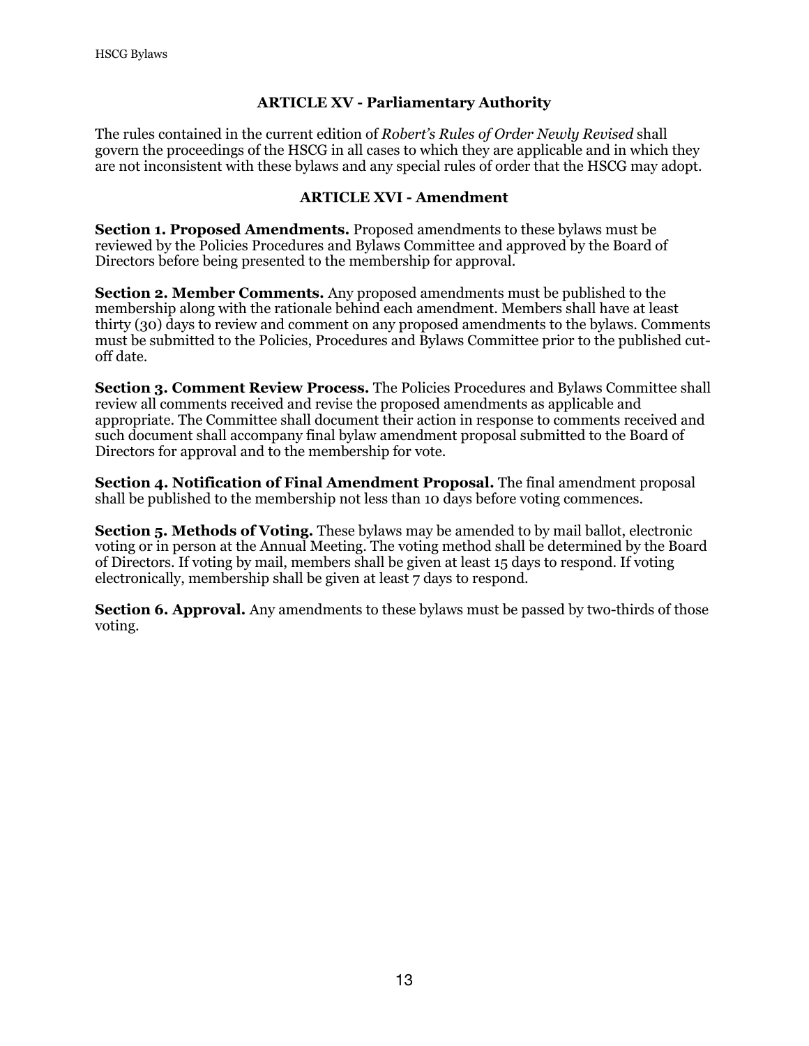## ARTICLE XV - Parliamentary Authority

The rules contained in the current edition of *Robert's Rules of Order Newly Revised* shall govern the proceedings of the HSCG in all cases to which they are applicable and in which they are not inconsistent with these bylaws and any special rules of order that the HSCG may adopt.

## ARTICLE XVI - Amendment

**Section 1. Proposed Amendments.** Proposed amendments to these bylaws must be reviewed by the Policies Procedures and Bylaws Committee and approved by the Board of Directors before being presented to the membership for approval.

**Section 2. Member Comments.** Any proposed amendments must be published to the membership along with the rationale behind each amendment. Members shall have at least thirty (30) days to review and comment on any proposed amendments to the bylaws. Comments must be submitted to the Policies, Procedures and Bylaws Committee prior to the published cut-off date.

**Section 3. Comment Review Process.** The Policies Procedures and Bylaws Committee shall review all comments received and revise the proposed amendments as applicable and appropriate. The Committee shall document their action in response to comments received and such document shall accompany final bylaw amendment proposal submitted to the Board of Directors for approval and to the membership for vote.

**Section 4. Notification of Final Amendment Proposal.** The final amendment proposal shall be published to the membership not less than 10 days before voting commences.

**Section 5. Methods of Voting.** These bylaws may be amended to by mail ballot, electronic voting or in person at the Annual Meeting. The voting method shall be determined by the Board of Directors. If voting by mail, members shall be given at least 15 days to respond. If voting electronically, membership shall be given at least 7 days to respond.

**Section 6. Approval.** Any amendments to these bylaws must be passed by two-thirds of those voting.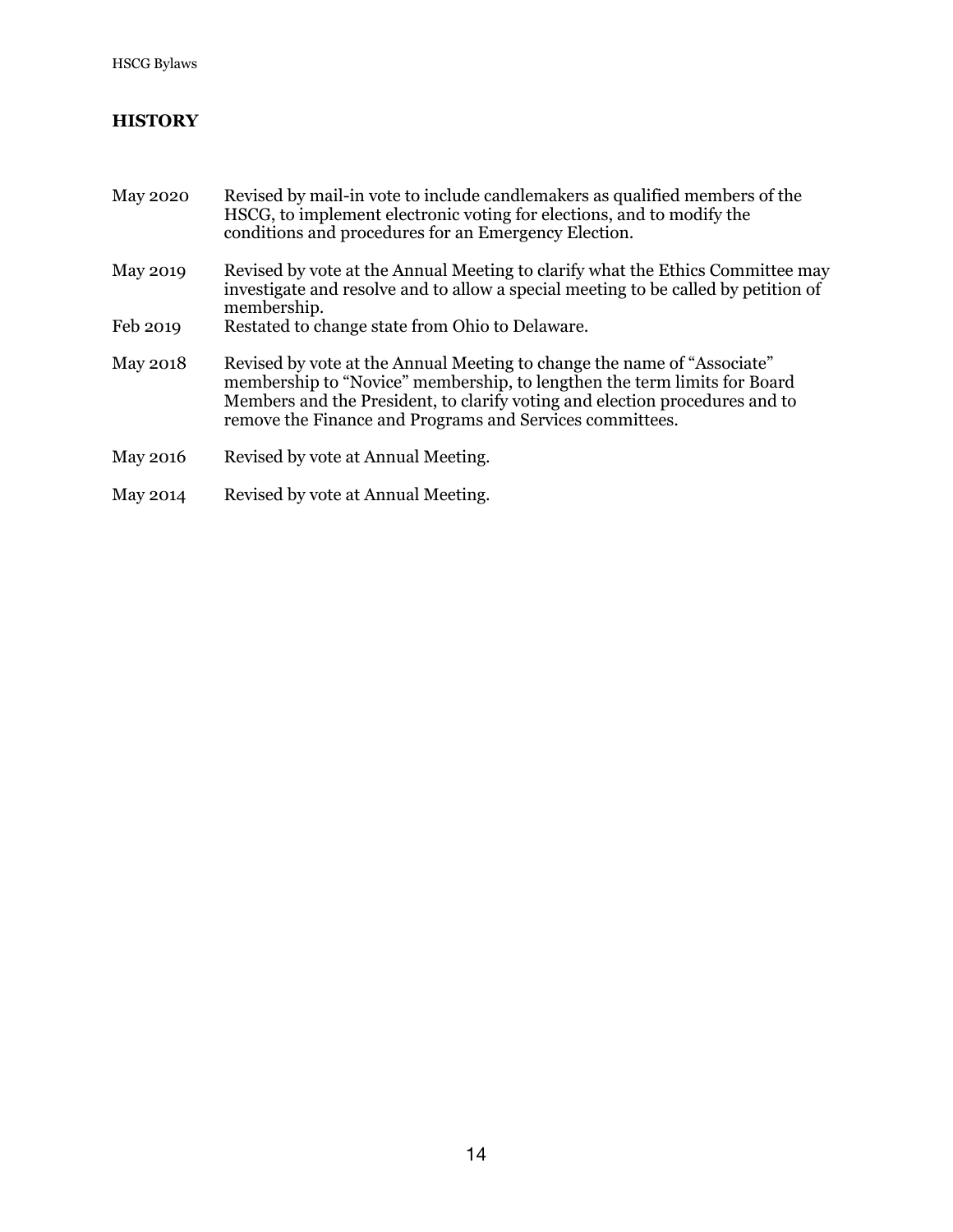**HISTORY**

| | |
|---|---|
| May 2020 | Revised by mail-in vote to include candlemakers as qualified members of the HSCG, to implement electronic voting for elections, and to modify the conditions and procedures for an Emergency Election. |
| May 2019 | Revised by vote at the Annual Meeting to clarify what the Ethics Committee may investigate and resolve and to allow a special meeting to be called by petition of membership. |
| Feb 2019 | Restated to change state from Ohio to Delaware. |
| May 2018 | Revised by vote at the Annual Meeting to change the name of "Associate" membership to "Novice" membership, to lengthen the term limits for Board Members and the President, to clarify voting and election procedures and to remove the Finance and Programs and Services committees. |
| May 2016 | Revised by vote at Annual Meeting. |
| May 2014 | Revised by vote at Annual Meeting. |